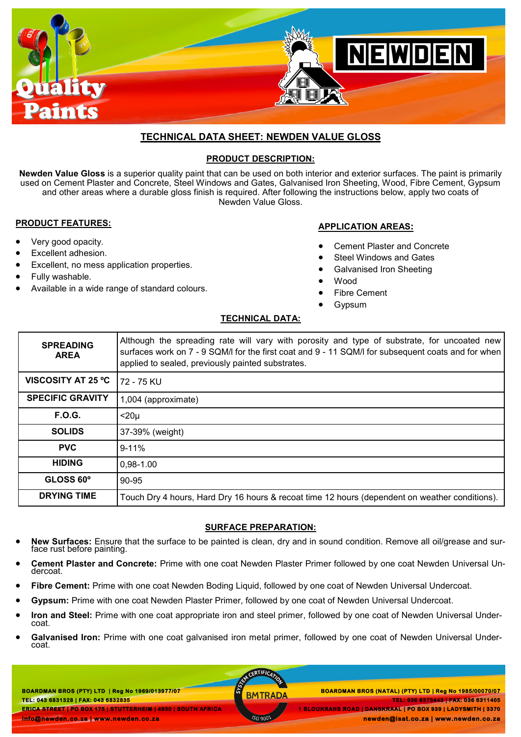# TECHNICAL DATA SHEET: NEWDEN VALUE GLOSS

## PRODUCT DESCRIPTION:

**Newden Value Gloss** is a superior quality paint that can be used on both interior and exterior surfaces. The paint is primarily used on Cement Plaster and Concrete, Steel Windows and Gates, Galvanised Iron Sheeting, Wood, Fibre Cement, Gypsum and other areas where a durable gloss finish is required. After following the instructions below, apply two coats of Newden Value Gloss.

## PRODUCT FEATURES:

- Very good opacity.
- Excellent adhesion.
- Excellent, no mess application properties.
- Fully washable.
- Available in a wide range of standard colours.

## APPLICATION AREAS:

- Cement Plaster and Concrete
- Steel Windows and Gates
- Galvanised Iron Sheeting
- Wood
- Fibre Cement
- Gypsum

## TECHNICAL DATA:

| | |
|---|---|
| **SPREADING AREA** | Although the spreading rate will vary with porosity and type of substrate, for uncoated new surfaces work on 7 - 9 SQM/l for the first coat and 9 - 11 SQM/l for subsequent coats and for when applied to sealed, previously painted substrates. |
| **VISCOSITY AT 25 ºC** | 72 - 75 KU |
| **SPECIFIC GRAVITY** | 1,004 (approximate) |
| **F.O.G.** | <20µ |
| **SOLIDS** | 37-39% (weight) |
| **PVC** | 9-11% |
| **HIDING** | 0,98-1.00 |
| **GLOSS 60º** | 90-95 |
| **DRYING TIME** | Touch Dry 4 hours, Hard Dry 16 hours & recoat time 12 hours (dependent on weather conditions). |

## SURFACE PREPARATION:

- **New Surfaces:** Ensure that the surface to be painted is clean, dry and in sound condition. Remove all oil/grease and surface rust before painting.
- **Cement Plaster and Concrete:** Prime with one coat Newden Plaster Primer followed by one coat Newden Universal Undercoat.
- **Fibre Cement:** Prime with one coat Newden Boding Liquid, followed by one coat of Newden Universal Undercoat.
- **Gypsum:** Prime with one coat Newden Plaster Primer, followed by one coat of Newden Universal Undercoat.
- **Iron and Steel:** Prime with one coat appropriate iron and steel primer, followed by one coat of Newden Universal Undercoat.
- **Galvanised Iron:** Prime with one coat galvanised iron metal primer, followed by one coat of Newden Universal Undercoat.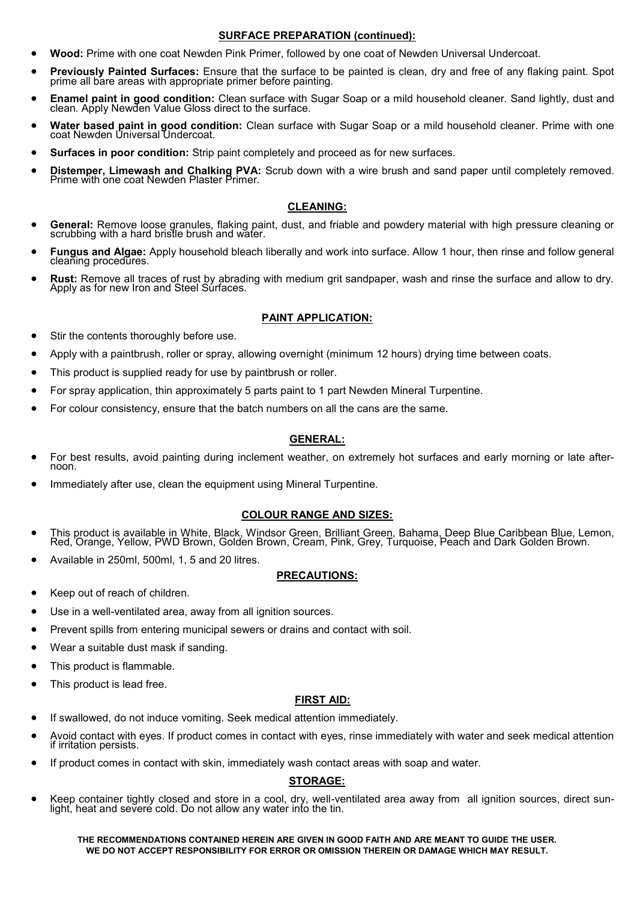## SURFACE PREPARATION (continued):

- **Wood:** Prime with one coat Newden Pink Primer, followed by one coat of Newden Universal Undercoat.
- **Previously Painted Surfaces:** Ensure that the surface to be painted is clean, dry and free of any flaking paint. Spot prime all bare areas with appropriate primer before painting.
- **Enamel paint in good condition:** Clean surface with Sugar Soap or a mild household cleaner. Sand lightly, dust and clean. Apply Newden Value Gloss direct to the surface.
- **Water based paint in good condition:** Clean surface with Sugar Soap or a mild household cleaner. Prime with one coat Newden Universal Undercoat.
- **Surfaces in poor condition:** Strip paint completely and proceed as for new surfaces.
- **Distemper, Limewash and Chalking PVA:** Scrub down with a wire brush and sand paper until completely removed. Prime with one coat Newden Plaster Primer.

## CLEANING:

- **General:** Remove loose granules, flaking paint, dust, and friable and powdery material with high pressure cleaning or scrubbing with a hard bristle brush and water.
- **Fungus and Algae:** Apply household bleach liberally and work into surface. Allow 1 hour, then rinse and follow general cleaning procedures.
- **Rust:** Remove all traces of rust by abrading with medium grit sandpaper, wash and rinse the surface and allow to dry. Apply as for new Iron and Steel Surfaces.

## PAINT APPLICATION:

- Stir the contents thoroughly before use.
- Apply with a paintbrush, roller or spray, allowing overnight (minimum 12 hours) drying time between coats.
- This product is supplied ready for use by paintbrush or roller.
- For spray application, thin approximately 5 parts paint to 1 part Newden Mineral Turpentine.
- For colour consistency, ensure that the batch numbers on all the cans are the same.

## GENERAL:

- For best results, avoid painting during inclement weather, on extremely hot surfaces and early morning or late afternoon.
- Immediately after use, clean the equipment using Mineral Turpentine.

## COLOUR RANGE AND SIZES:

- This product is available in White, Black, Windsor Green, Brilliant Green, Bahama, Deep Blue Caribbean Blue, Lemon, Red, Orange, Yellow, PWD Brown, Golden Brown, Cream, Pink, Grey, Turquoise, Peach and Dark Golden Brown.
- Available in 250ml, 500ml, 1, 5 and 20 litres.

## PRECAUTIONS:

- Keep out of reach of children.
- Use in a well-ventilated area, away from all ignition sources.
- Prevent spills from entering municipal sewers or drains and contact with soil.
- Wear a suitable dust mask if sanding.
- This product is flammable.
- This product is lead free.

## FIRST AID:

- If swallowed, do not induce vomiting. Seek medical attention immediately.
- Avoid contact with eyes. If product comes in contact with eyes, rinse immediately with water and seek medical attention if irritation persists.
- If product comes in contact with skin, immediately wash contact areas with soap and water.

## STORAGE:

- Keep container tightly closed and store in a cool, dry, well-ventilated area away from all ignition sources, direct sunlight, heat and severe cold. Do not allow any water into the tin.

**THE RECOMMENDATIONS CONTAINED HEREIN ARE GIVEN IN GOOD FAITH AND ARE MEANT TO GUIDE THE USER. WE DO NOT ACCEPT RESPONSIBILITY FOR ERROR OR OMISSION THEREIN OR DAMAGE WHICH MAY RESULT.**